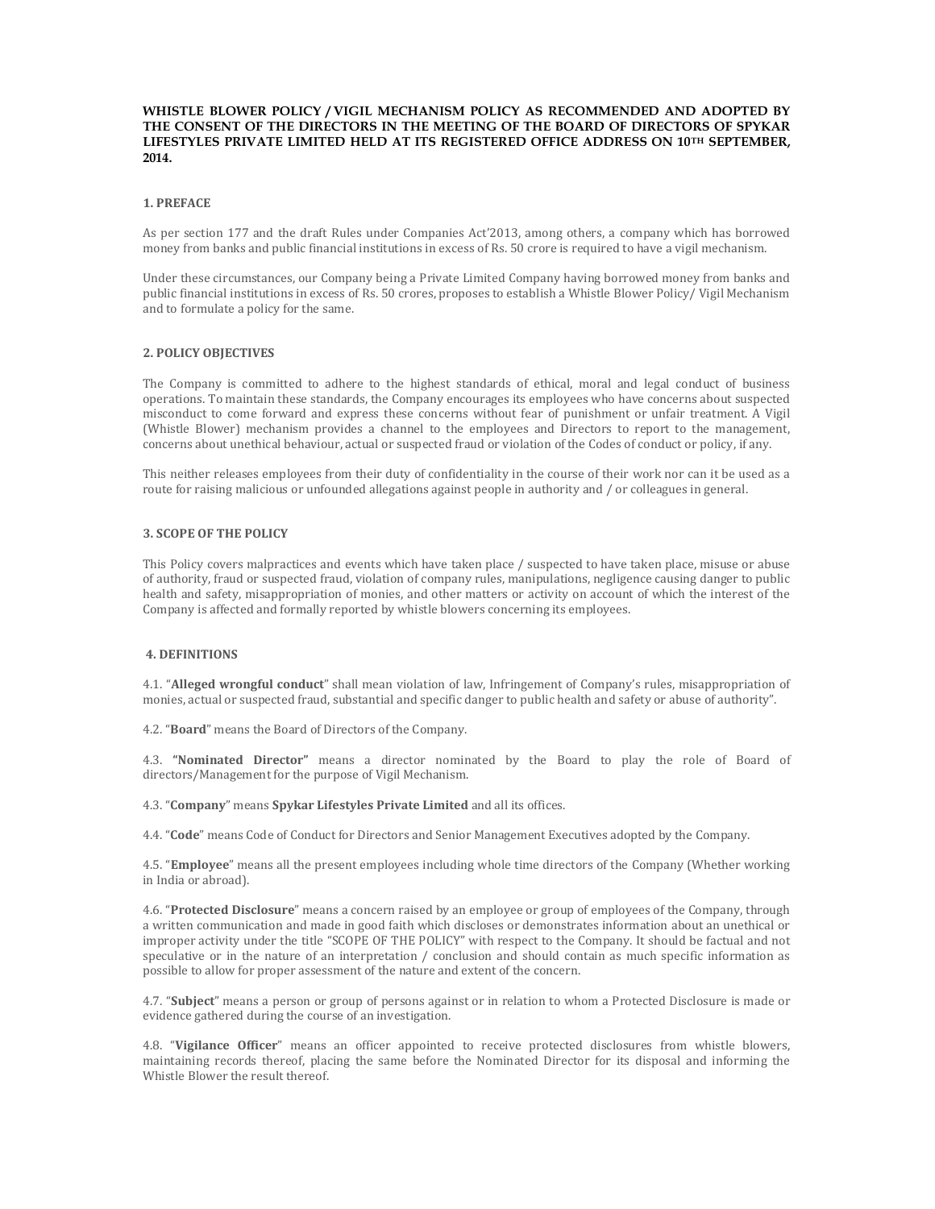**WHISTLE BLOWER POLICY / VIGIL MECHANISM POLICY AS RECOMMENDED AND ADOPTED BY THE CONSENT OF THE DIRECTORS IN THE MEETING OF THE BOARD OF DIRECTORS OF SPYKAR LIFESTYLES PRIVATE LIMITED HELD AT ITS REGISTERED OFFICE ADDRESS ON 10TH SEPTEMBER, 2014.**

## 1. PREFACE

As per section 177 and the draft Rules under Companies Act'2013, among others, a company which has borrowed money from banks and public financial institutions in excess of Rs. 50 crore is required to have a vigil mechanism.

Under these circumstances, our Company being a Private Limited Company having borrowed money from banks and public financial institutions in excess of Rs. 50 crores, proposes to establish a Whistle Blower Policy/ Vigil Mechanism and to formulate a policy for the same.

## 2. POLICY OBJECTIVES

The Company is committed to adhere to the highest standards of ethical, moral and legal conduct of business operations. To maintain these standards, the Company encourages its employees who have concerns about suspected misconduct to come forward and express these concerns without fear of punishment or unfair treatment. A Vigil (Whistle Blower) mechanism provides a channel to the employees and Directors to report to the management, concerns about unethical behaviour, actual or suspected fraud or violation of the Codes of conduct or policy, if any.

This neither releases employees from their duty of confidentiality in the course of their work nor can it be used as a route for raising malicious or unfounded allegations against people in authority and / or colleagues in general.

## 3. SCOPE OF THE POLICY

This Policy covers malpractices and events which have taken place / suspected to have taken place, misuse or abuse of authority, fraud or suspected fraud, violation of company rules, manipulations, negligence causing danger to public health and safety, misappropriation of monies, and other matters or activity on account of which the interest of the Company is affected and formally reported by whistle blowers concerning its employees.

## 4. DEFINITIONS

4.1. "**Alleged wrongful conduct**" shall mean violation of law, Infringement of Company's rules, misappropriation of monies, actual or suspected fraud, substantial and specific danger to public health and safety or abuse of authority".

4.2. "**Board**" means the Board of Directors of the Company.

4.3. **"Nominated Director"** means a director nominated by the Board to play the role of Board of directors/Management for the purpose of Vigil Mechanism.

4.3. "**Company**" means **Spykar Lifestyles Private Limited** and all its offices.

4.4. "**Code**" means Code of Conduct for Directors and Senior Management Executives adopted by the Company.

4.5. "**Employee**" means all the present employees including whole time directors of the Company (Whether working in India or abroad).

4.6. "**Protected Disclosure**" means a concern raised by an employee or group of employees of the Company, through a written communication and made in good faith which discloses or demonstrates information about an unethical or improper activity under the title "SCOPE OF THE POLICY" with respect to the Company. It should be factual and not speculative or in the nature of an interpretation / conclusion and should contain as much specific information as possible to allow for proper assessment of the nature and extent of the concern.

4.7. "**Subject**" means a person or group of persons against or in relation to whom a Protected Disclosure is made or evidence gathered during the course of an investigation.

4.8. "**Vigilance Officer**" means an officer appointed to receive protected disclosures from whistle blowers, maintaining records thereof, placing the same before the Nominated Director for its disposal and informing the Whistle Blower the result thereof.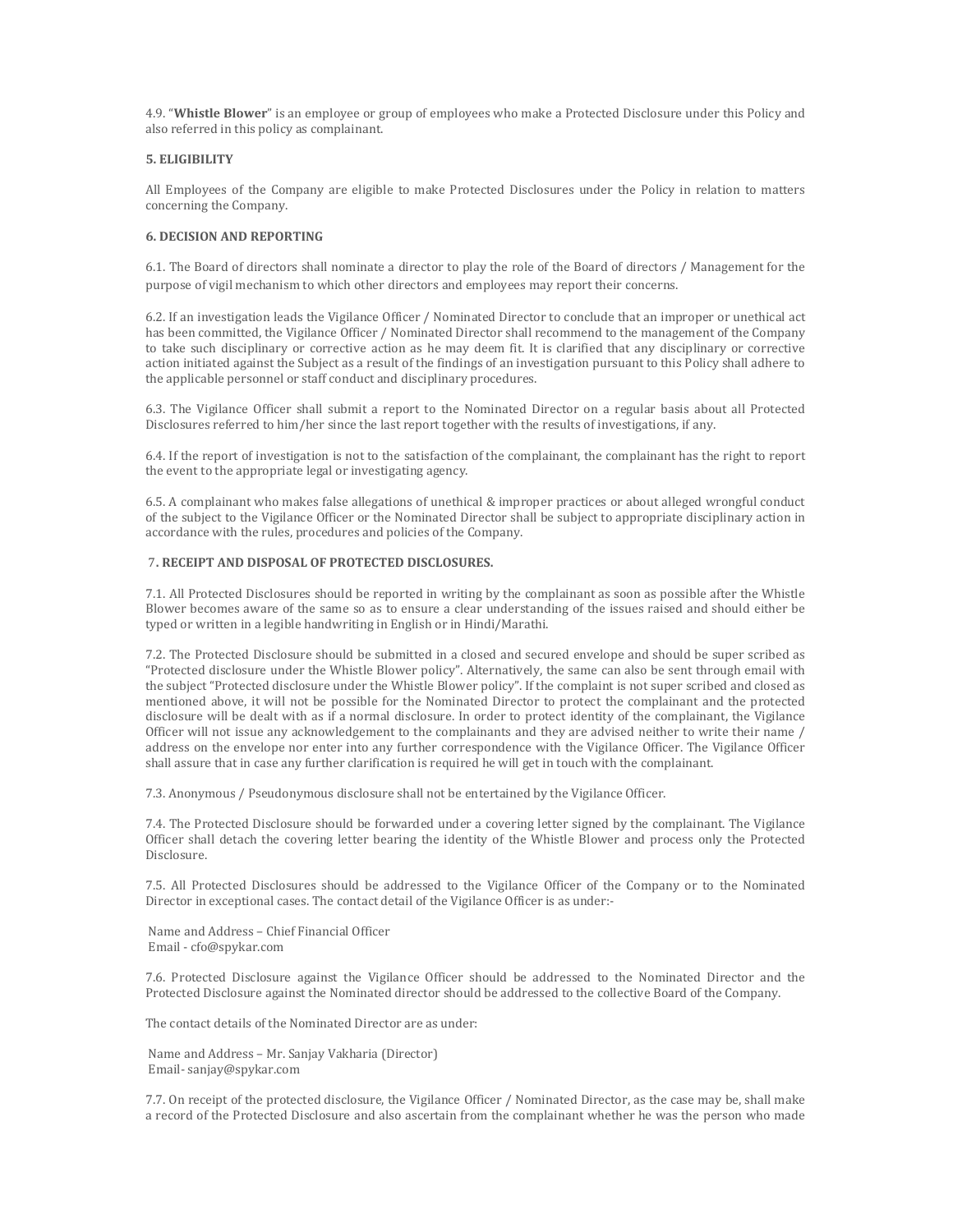4.9. "**Whistle Blower**" is an employee or group of employees who make a Protected Disclosure under this Policy and also referred in this policy as complainant.

**5. ELIGIBILITY**

All Employees of the Company are eligible to make Protected Disclosures under the Policy in relation to matters concerning the Company.

**6. DECISION AND REPORTING**

6.1. The Board of directors shall nominate a director to play the role of the Board of directors / Management for the purpose of vigil mechanism to which other directors and employees may report their concerns.

6.2. If an investigation leads the Vigilance Officer / Nominated Director to conclude that an improper or unethical act has been committed, the Vigilance Officer / Nominated Director shall recommend to the management of the Company to take such disciplinary or corrective action as he may deem fit. It is clarified that any disciplinary or corrective action initiated against the Subject as a result of the findings of an investigation pursuant to this Policy shall adhere to the applicable personnel or staff conduct and disciplinary procedures.

6.3. The Vigilance Officer shall submit a report to the Nominated Director on a regular basis about all Protected Disclosures referred to him/her since the last report together with the results of investigations, if any.

6.4. If the report of investigation is not to the satisfaction of the complainant, the complainant has the right to report the event to the appropriate legal or investigating agency.

6.5. A complainant who makes false allegations of unethical & improper practices or about alleged wrongful conduct of the subject to the Vigilance Officer or the Nominated Director shall be subject to appropriate disciplinary action in accordance with the rules, procedures and policies of the Company.

**7. RECEIPT AND DISPOSAL OF PROTECTED DISCLOSURES.**

7.1. All Protected Disclosures should be reported in writing by the complainant as soon as possible after the Whistle Blower becomes aware of the same so as to ensure a clear understanding of the issues raised and should either be typed or written in a legible handwriting in English or in Hindi/Marathi.

7.2. The Protected Disclosure should be submitted in a closed and secured envelope and should be super scribed as "Protected disclosure under the Whistle Blower policy". Alternatively, the same can also be sent through email with the subject "Protected disclosure under the Whistle Blower policy". If the complaint is not super scribed and closed as mentioned above, it will not be possible for the Nominated Director to protect the complainant and the protected disclosure will be dealt with as if a normal disclosure. In order to protect identity of the complainant, the Vigilance Officer will not issue any acknowledgement to the complainants and they are advised neither to write their name / address on the envelope nor enter into any further correspondence with the Vigilance Officer. The Vigilance Officer shall assure that in case any further clarification is required he will get in touch with the complainant.

7.3. Anonymous / Pseudonymous disclosure shall not be entertained by the Vigilance Officer.

7.4. The Protected Disclosure should be forwarded under a covering letter signed by the complainant. The Vigilance Officer shall detach the covering letter bearing the identity of the Whistle Blower and process only the Protected Disclosure.

7.5. All Protected Disclosures should be addressed to the Vigilance Officer of the Company or to the Nominated Director in exceptional cases. The contact detail of the Vigilance Officer is as under:-

Name and Address – Chief Financial Officer
Email - cfo@spykar.com

7.6. Protected Disclosure against the Vigilance Officer should be addressed to the Nominated Director and the Protected Disclosure against the Nominated director should be addressed to the collective Board of the Company.

The contact details of the Nominated Director are as under:

Name and Address – Mr. Sanjay Vakharia (Director)
Email- sanjay@spykar.com

7.7. On receipt of the protected disclosure, the Vigilance Officer / Nominated Director, as the case may be, shall make a record of the Protected Disclosure and also ascertain from the complainant whether he was the person who made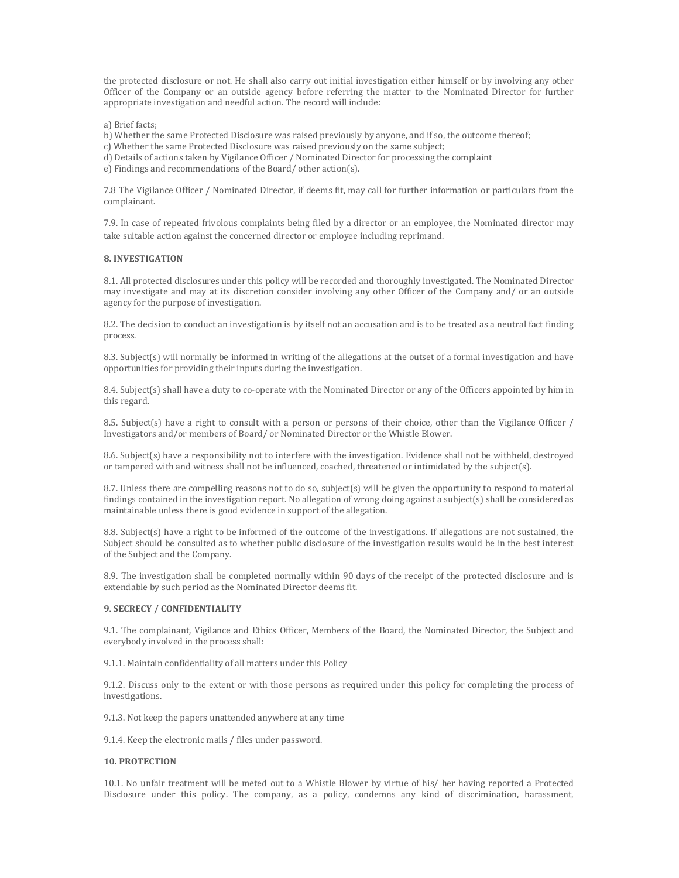the protected disclosure or not. He shall also carry out initial investigation either himself or by involving any other Officer of the Company or an outside agency before referring the matter to the Nominated Director for further appropriate investigation and needful action. The record will include:

a) Brief facts;
b) Whether the same Protected Disclosure was raised previously by anyone, and if so, the outcome thereof;
c) Whether the same Protected Disclosure was raised previously on the same subject;
d) Details of actions taken by Vigilance Officer / Nominated Director for processing the complaint
e) Findings and recommendations of the Board/ other action(s).

7.8 The Vigilance Officer / Nominated Director, if deems fit, may call for further information or particulars from the complainant.

7.9. In case of repeated frivolous complaints being filed by a director or an employee, the Nominated director may take suitable action against the concerned director or employee including reprimand.

**8. INVESTIGATION**

8.1. All protected disclosures under this policy will be recorded and thoroughly investigated. The Nominated Director may investigate and may at its discretion consider involving any other Officer of the Company and/ or an outside agency for the purpose of investigation.

8.2. The decision to conduct an investigation is by itself not an accusation and is to be treated as a neutral fact finding process.

8.3. Subject(s) will normally be informed in writing of the allegations at the outset of a formal investigation and have opportunities for providing their inputs during the investigation.

8.4. Subject(s) shall have a duty to co-operate with the Nominated Director or any of the Officers appointed by him in this regard.

8.5. Subject(s) have a right to consult with a person or persons of their choice, other than the Vigilance Officer / Investigators and/or members of Board/ or Nominated Director or the Whistle Blower.

8.6. Subject(s) have a responsibility not to interfere with the investigation. Evidence shall not be withheld, destroyed or tampered with and witness shall not be influenced, coached, threatened or intimidated by the subject(s).

8.7. Unless there are compelling reasons not to do so, subject(s) will be given the opportunity to respond to material findings contained in the investigation report. No allegation of wrong doing against a subject(s) shall be considered as maintainable unless there is good evidence in support of the allegation.

8.8. Subject(s) have a right to be informed of the outcome of the investigations. If allegations are not sustained, the Subject should be consulted as to whether public disclosure of the investigation results would be in the best interest of the Subject and the Company.

8.9. The investigation shall be completed normally within 90 days of the receipt of the protected disclosure and is extendable by such period as the Nominated Director deems fit.

**9. SECRECY / CONFIDENTIALITY**

9.1. The complainant, Vigilance and Ethics Officer, Members of the Board, the Nominated Director, the Subject and everybody involved in the process shall:

9.1.1. Maintain confidentiality of all matters under this Policy

9.1.2. Discuss only to the extent or with those persons as required under this policy for completing the process of investigations.

9.1.3. Not keep the papers unattended anywhere at any time

9.1.4. Keep the electronic mails / files under password.

**10. PROTECTION**

10.1. No unfair treatment will be meted out to a Whistle Blower by virtue of his/ her having reported a Protected Disclosure under this policy. The company, as a policy, condemns any kind of discrimination, harassment,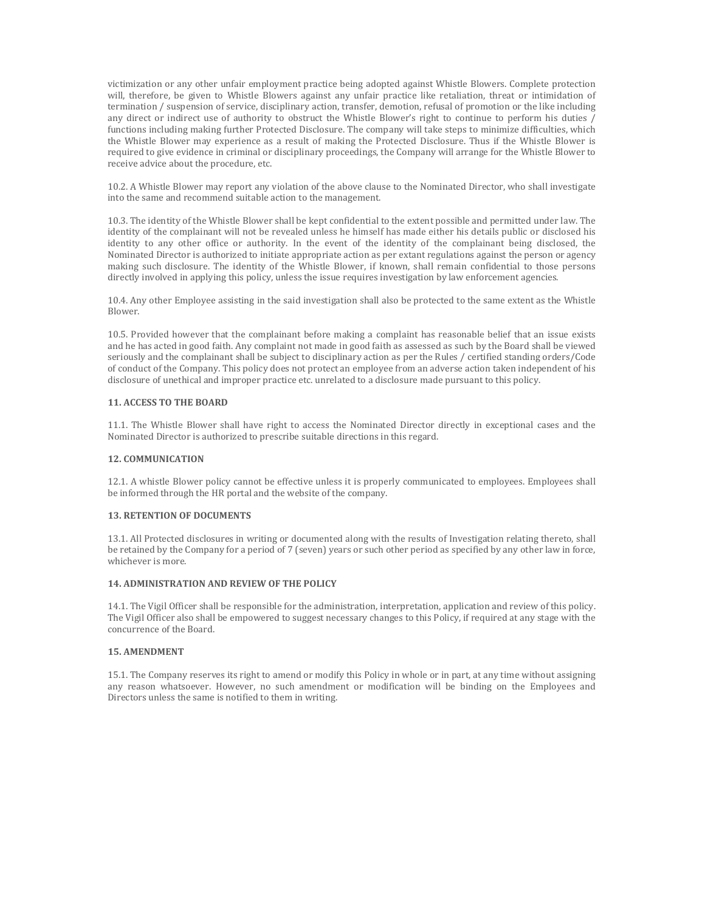victimization or any other unfair employment practice being adopted against Whistle Blowers. Complete protection will, therefore, be given to Whistle Blowers against any unfair practice like retaliation, threat or intimidation of termination / suspension of service, disciplinary action, transfer, demotion, refusal of promotion or the like including any direct or indirect use of authority to obstruct the Whistle Blower's right to continue to perform his duties / functions including making further Protected Disclosure. The company will take steps to minimize difficulties, which the Whistle Blower may experience as a result of making the Protected Disclosure. Thus if the Whistle Blower is required to give evidence in criminal or disciplinary proceedings, the Company will arrange for the Whistle Blower to receive advice about the procedure, etc.

10.2. A Whistle Blower may report any violation of the above clause to the Nominated Director, who shall investigate into the same and recommend suitable action to the management.

10.3. The identity of the Whistle Blower shall be kept confidential to the extent possible and permitted under law. The identity of the complainant will not be revealed unless he himself has made either his details public or disclosed his identity to any other office or authority. In the event of the identity of the complainant being disclosed, the Nominated Director is authorized to initiate appropriate action as per extant regulations against the person or agency making such disclosure. The identity of the Whistle Blower, if known, shall remain confidential to those persons directly involved in applying this policy, unless the issue requires investigation by law enforcement agencies.

10.4. Any other Employee assisting in the said investigation shall also be protected to the same extent as the Whistle Blower.

10.5. Provided however that the complainant before making a complaint has reasonable belief that an issue exists and he has acted in good faith. Any complaint not made in good faith as assessed as such by the Board shall be viewed seriously and the complainant shall be subject to disciplinary action as per the Rules / certified standing orders/Code of conduct of the Company. This policy does not protect an employee from an adverse action taken independent of his disclosure of unethical and improper practice etc. unrelated to a disclosure made pursuant to this policy.

**11. ACCESS TO THE BOARD**

11.1. The Whistle Blower shall have right to access the Nominated Director directly in exceptional cases and the Nominated Director is authorized to prescribe suitable directions in this regard.

**12. COMMUNICATION**

12.1. A whistle Blower policy cannot be effective unless it is properly communicated to employees. Employees shall be informed through the HR portal and the website of the company.

**13. RETENTION OF DOCUMENTS**

13.1. All Protected disclosures in writing or documented along with the results of Investigation relating thereto, shall be retained by the Company for a period of 7 (seven) years or such other period as specified by any other law in force, whichever is more.

**14. ADMINISTRATION AND REVIEW OF THE POLICY**

14.1. The Vigil Officer shall be responsible for the administration, interpretation, application and review of this policy. The Vigil Officer also shall be empowered to suggest necessary changes to this Policy, if required at any stage with the concurrence of the Board.

**15. AMENDMENT**

15.1. The Company reserves its right to amend or modify this Policy in whole or in part, at any time without assigning any reason whatsoever. However, no such amendment or modification will be binding on the Employees and Directors unless the same is notified to them in writing.